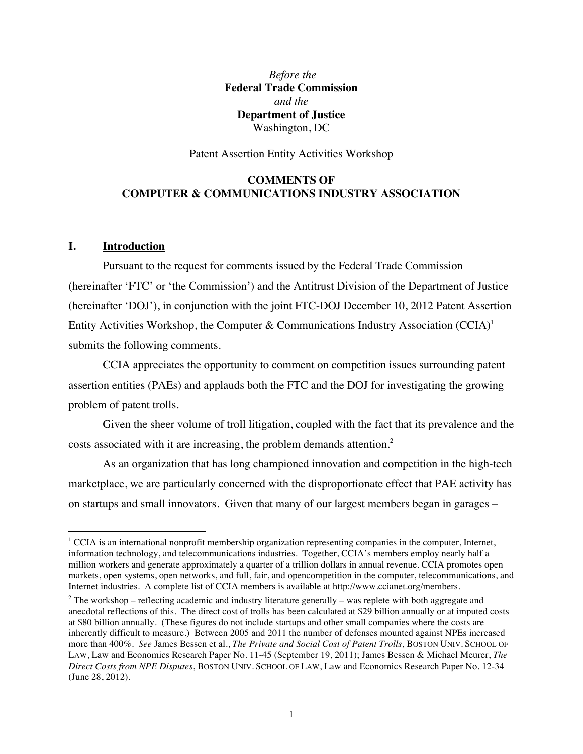*Before the*
**Federal Trade Commission**
*and the*
**Department of Justice**
Washington, DC

Patent Assertion Entity Activities Workshop

**COMMENTS OF**
**COMPUTER & COMMUNICATIONS INDUSTRY ASSOCIATION**

## I. Introduction

Pursuant to the request for comments issued by the Federal Trade Commission (hereinafter 'FTC' or 'the Commission') and the Antitrust Division of the Department of Justice (hereinafter 'DOJ'), in conjunction with the joint FTC-DOJ December 10, 2012 Patent Assertion Entity Activities Workshop, the Computer & Communications Industry Association (CCIA)[1] submits the following comments.

CCIA appreciates the opportunity to comment on competition issues surrounding patent assertion entities (PAEs) and applauds both the FTC and the DOJ for investigating the growing problem of patent trolls.

Given the sheer volume of troll litigation, coupled with the fact that its prevalence and the costs associated with it are increasing, the problem demands attention.[2]

As an organization that has long championed innovation and competition in the high-tech marketplace, we are particularly concerned with the disproportionate effect that PAE activity has on startups and small innovators. Given that many of our largest members began in garages –

---

[1] CCIA is an international nonprofit membership organization representing companies in the computer, Internet, information technology, and telecommunications industries. Together, CCIA's members employ nearly half a million workers and generate approximately a quarter of a trillion dollars in annual revenue. CCIA promotes open markets, open systems, open networks, and full, fair, and opencompetition in the computer, telecommunications, and Internet industries. A complete list of CCIA members is available at http://www.ccianet.org/members.

[2] The workshop – reflecting academic and industry literature generally – was replete with both aggregate and anecdotal reflections of this. The direct cost of trolls has been calculated at $29 billion annually or at imputed costs at $80 billion annually. (These figures do not include startups and other small companies where the costs are inherently difficult to measure.) Between 2005 and 2011 the number of defenses mounted against NPEs increased more than 400%. *See* James Bessen et al., *The Private and Social Cost of Patent Trolls*, BOSTON UNIV. SCHOOL OF LAW, Law and Economics Research Paper No. 11-45 (September 19, 2011); James Bessen & Michael Meurer, *The Direct Costs from NPE Disputes*, BOSTON UNIV. SCHOOL OF LAW, Law and Economics Research Paper No. 12-34 (June 28, 2012).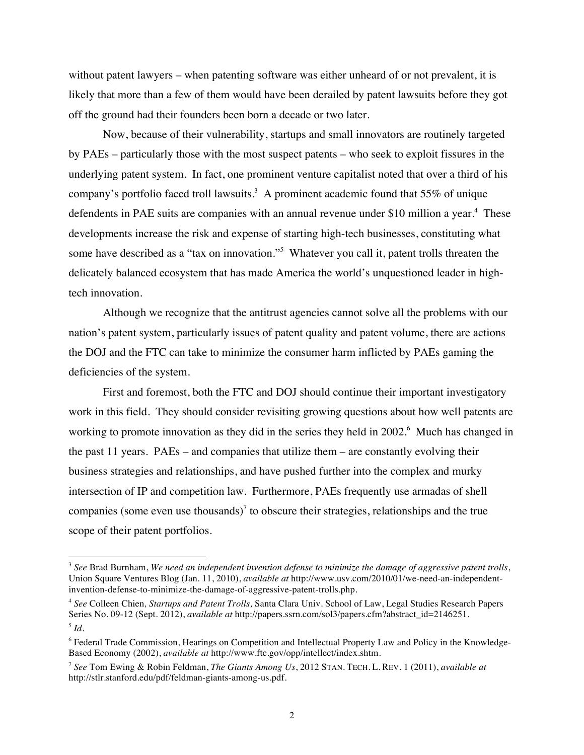without patent lawyers – when patenting software was either unheard of or not prevalent, it is likely that more than a few of them would have been derailed by patent lawsuits before they got off the ground had their founders been born a decade or two later.

Now, because of their vulnerability, startups and small innovators are routinely targeted by PAEs – particularly those with the most suspect patents – who seek to exploit fissures in the underlying patent system. In fact, one prominent venture capitalist noted that over a third of his company's portfolio faced troll lawsuits.[3] A prominent academic found that 55% of unique defendents in PAE suits are companies with an annual revenue under $10 million a year.[4] These developments increase the risk and expense of starting high-tech businesses, constituting what some have described as a "tax on innovation."[5] Whatever you call it, patent trolls threaten the delicately balanced ecosystem that has made America the world's unquestioned leader in high-tech innovation.

Although we recognize that the antitrust agencies cannot solve all the problems with our nation's patent system, particularly issues of patent quality and patent volume, there are actions the DOJ and the FTC can take to minimize the consumer harm inflicted by PAEs gaming the deficiencies of the system.

First and foremost, both the FTC and DOJ should continue their important investigatory work in this field. They should consider revisiting growing questions about how well patents are working to promote innovation as they did in the series they held in 2002.[6] Much has changed in the past 11 years. PAEs – and companies that utilize them – are constantly evolving their business strategies and relationships, and have pushed further into the complex and murky intersection of IP and competition law. Furthermore, PAEs frequently use armadas of shell companies (some even use thousands)[7] to obscure their strategies, relationships and the true scope of their patent portfolios.

---

[3] *See* Brad Burnham, *We need an independent invention defense to minimize the damage of aggressive patent trolls*, Union Square Ventures Blog (Jan. 11, 2010), *available at* http://www.usv.com/2010/01/we-need-an-independent-invention-defense-to-minimize-the-damage-of-aggressive-patent-trolls.php.

[4] *See* Colleen Chien*, Startups and Patent Trolls,* Santa Clara Univ. School of Law, Legal Studies Research Papers Series No. 09-12 (Sept. 2012), *available at* http://papers.ssrn.com/sol3/papers.cfm?abstract_id=2146251.

[5] *Id.*

[6] Federal Trade Commission, Hearings on Competition and Intellectual Property Law and Policy in the Knowledge-Based Economy (2002), *available at* http://www.ftc.gov/opp/intellect/index.shtm.

[7] *See* Tom Ewing & Robin Feldman, *The Giants Among Us*, 2012 STAN. TECH. L. REV. 1 (2011), *available at* http://stlr.stanford.edu/pdf/feldman-giants-among-us.pdf.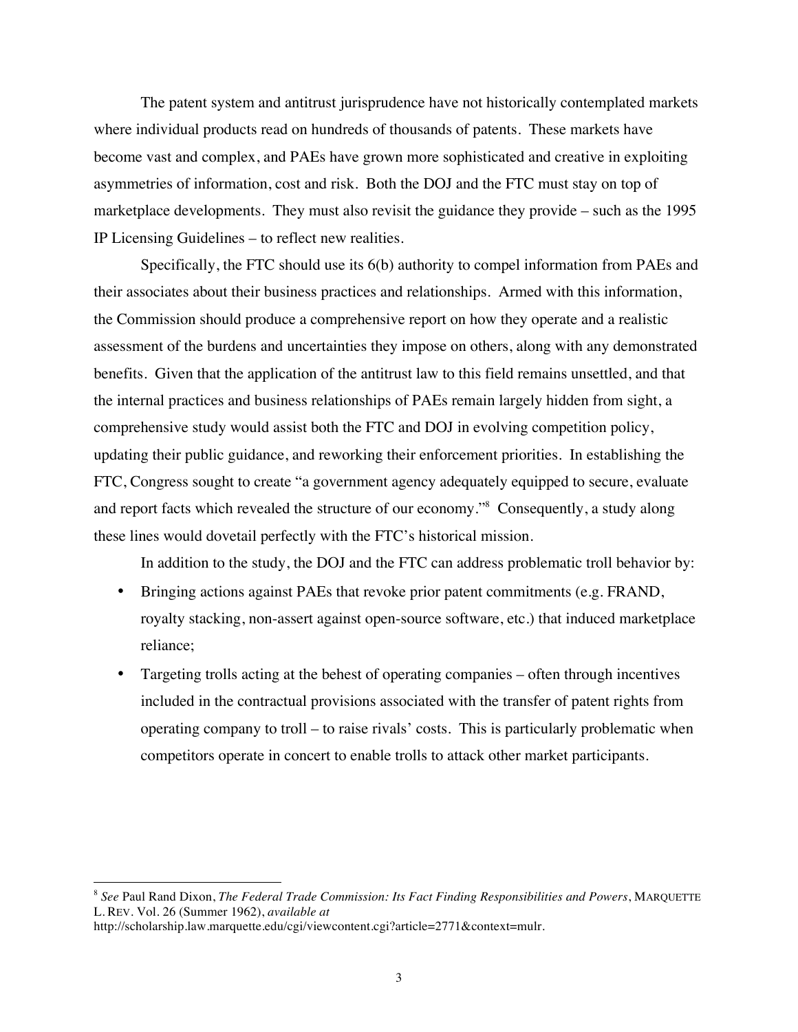The patent system and antitrust jurisprudence have not historically contemplated markets where individual products read on hundreds of thousands of patents. These markets have become vast and complex, and PAEs have grown more sophisticated and creative in exploiting asymmetries of information, cost and risk. Both the DOJ and the FTC must stay on top of marketplace developments. They must also revisit the guidance they provide – such as the 1995 IP Licensing Guidelines – to reflect new realities.

Specifically, the FTC should use its 6(b) authority to compel information from PAEs and their associates about their business practices and relationships. Armed with this information, the Commission should produce a comprehensive report on how they operate and a realistic assessment of the burdens and uncertainties they impose on others, along with any demonstrated benefits. Given that the application of the antitrust law to this field remains unsettled, and that the internal practices and business relationships of PAEs remain largely hidden from sight, a comprehensive study would assist both the FTC and DOJ in evolving competition policy, updating their public guidance, and reworking their enforcement priorities. In establishing the FTC, Congress sought to create "a government agency adequately equipped to secure, evaluate and report facts which revealed the structure of our economy."[8] Consequently, a study along these lines would dovetail perfectly with the FTC's historical mission.

In addition to the study, the DOJ and the FTC can address problematic troll behavior by:

- Bringing actions against PAEs that revoke prior patent commitments (e.g. FRAND, royalty stacking, non-assert against open-source software, etc.) that induced marketplace reliance;
- Targeting trolls acting at the behest of operating companies – often through incentives included in the contractual provisions associated with the transfer of patent rights from operating company to troll – to raise rivals' costs. This is particularly problematic when competitors operate in concert to enable trolls to attack other market participants.

---

[8] *See* Paul Rand Dixon, *The Federal Trade Commission: Its Fact Finding Responsibilities and Powers*, MARQUETTE L. REV. Vol. 26 (Summer 1962), *available at* http://scholarship.law.marquette.edu/cgi/viewcontent.cgi?article=2771&context=mulr.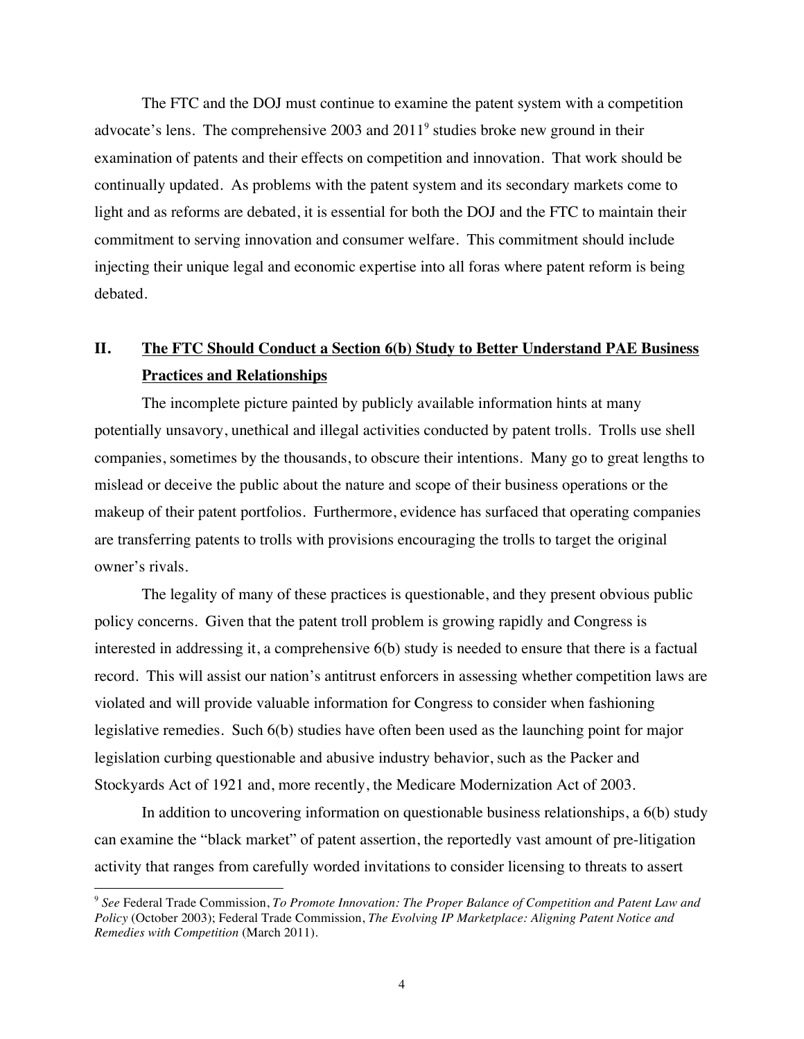The FTC and the DOJ must continue to examine the patent system with a competition advocate's lens. The comprehensive 2003 and 2011[9] studies broke new ground in their examination of patents and their effects on competition and innovation. That work should be continually updated. As problems with the patent system and its secondary markets come to light and as reforms are debated, it is essential for both the DOJ and the FTC to maintain their commitment to serving innovation and consumer welfare. This commitment should include injecting their unique legal and economic expertise into all foras where patent reform is being debated.

## II. <u>The FTC Should Conduct a Section 6(b) Study to Better Understand PAE Business Practices and Relationships</u>

The incomplete picture painted by publicly available information hints at many potentially unsavory, unethical and illegal activities conducted by patent trolls. Trolls use shell companies, sometimes by the thousands, to obscure their intentions. Many go to great lengths to mislead or deceive the public about the nature and scope of their business operations or the makeup of their patent portfolios. Furthermore, evidence has surfaced that operating companies are transferring patents to trolls with provisions encouraging the trolls to target the original owner's rivals.

The legality of many of these practices is questionable, and they present obvious public policy concerns. Given that the patent troll problem is growing rapidly and Congress is interested in addressing it, a comprehensive 6(b) study is needed to ensure that there is a factual record. This will assist our nation's antitrust enforcers in assessing whether competition laws are violated and will provide valuable information for Congress to consider when fashioning legislative remedies. Such 6(b) studies have often been used as the launching point for major legislation curbing questionable and abusive industry behavior, such as the Packer and Stockyards Act of 1921 and, more recently, the Medicare Modernization Act of 2003.

In addition to uncovering information on questionable business relationships, a 6(b) study can examine the "black market" of patent assertion, the reportedly vast amount of pre-litigation activity that ranges from carefully worded invitations to consider licensing to threats to assert

---

[9] *See* Federal Trade Commission, *To Promote Innovation: The Proper Balance of Competition and Patent Law and Policy* (October 2003); Federal Trade Commission, *The Evolving IP Marketplace: Aligning Patent Notice and Remedies with Competition* (March 2011).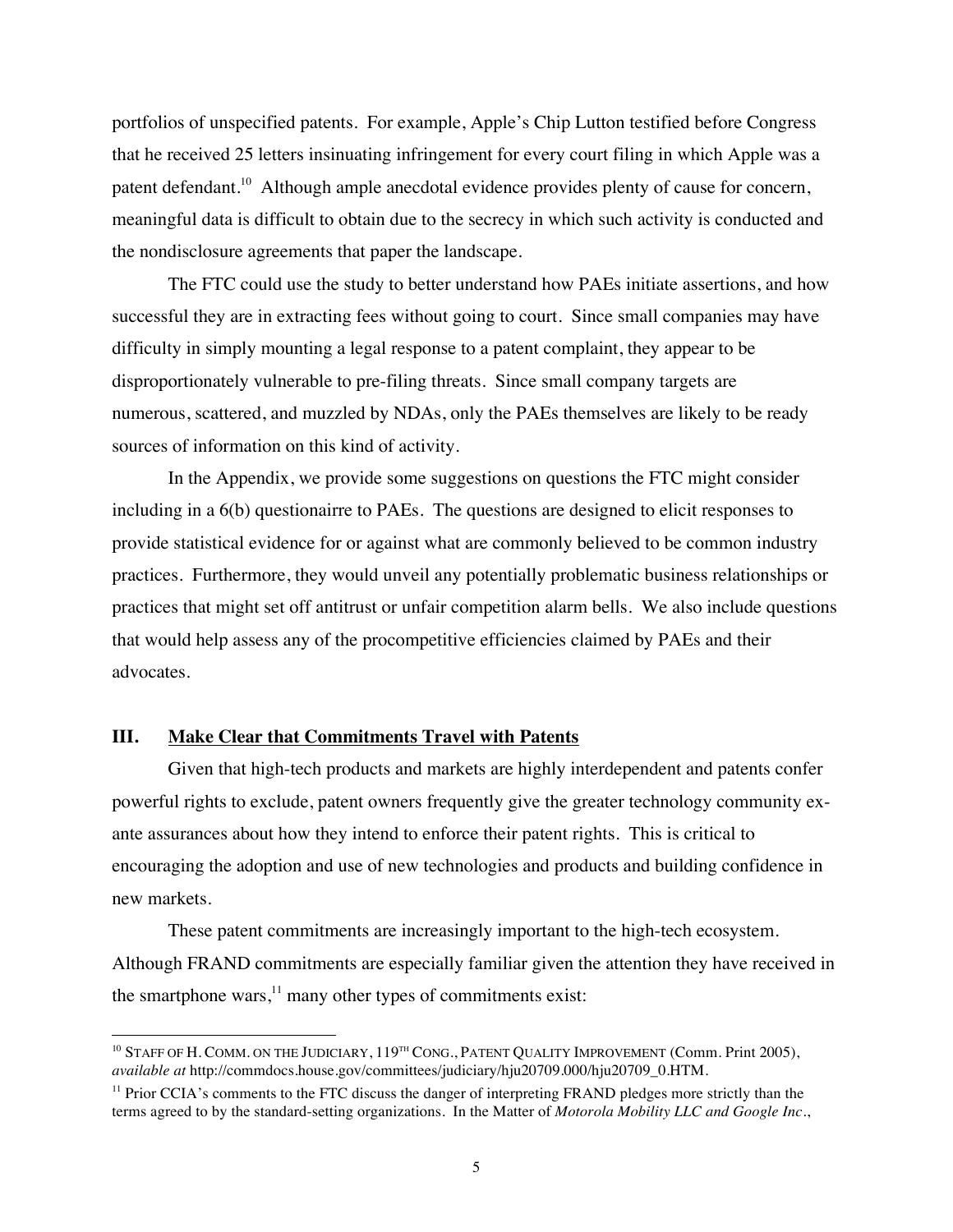portfolios of unspecified patents. For example, Apple's Chip Lutton testified before Congress that he received 25 letters insinuating infringement for every court filing in which Apple was a patent defendant.[10] Although ample anecdotal evidence provides plenty of cause for concern, meaningful data is difficult to obtain due to the secrecy in which such activity is conducted and the nondisclosure agreements that paper the landscape.

The FTC could use the study to better understand how PAEs initiate assertions, and how successful they are in extracting fees without going to court. Since small companies may have difficulty in simply mounting a legal response to a patent complaint, they appear to be disproportionately vulnerable to pre-filing threats. Since small company targets are numerous, scattered, and muzzled by NDAs, only the PAEs themselves are likely to be ready sources of information on this kind of activity.

In the Appendix, we provide some suggestions on questions the FTC might consider including in a 6(b) questionairre to PAEs. The questions are designed to elicit responses to provide statistical evidence for or against what are commonly believed to be common industry practices. Furthermore, they would unveil any potentially problematic business relationships or practices that might set off antitrust or unfair competition alarm bells. We also include questions that would help assess any of the procompetitive efficiencies claimed by PAEs and their advocates.

## III. <u>Make Clear that Commitments Travel with Patents</u>

Given that high-tech products and markets are highly interdependent and patents confer powerful rights to exclude, patent owners frequently give the greater technology community ex-ante assurances about how they intend to enforce their patent rights. This is critical to encouraging the adoption and use of new technologies and products and building confidence in new markets.

These patent commitments are increasingly important to the high-tech ecosystem. Although FRAND commitments are especially familiar given the attention they have received in the smartphone wars,[11] many other types of commitments exist:

---

[10] STAFF OF H. COMM. ON THE JUDICIARY, 119TH CONG., PATENT QUALITY IMPROVEMENT (Comm. Print 2005), *available at* http://commdocs.house.gov/committees/judiciary/hju20709.000/hju20709_0.HTM.

[11] Prior CCIA's comments to the FTC discuss the danger of interpreting FRAND pledges more strictly than the terms agreed to by the standard-setting organizations. In the Matter of *Motorola Mobility LLC and Google Inc.*,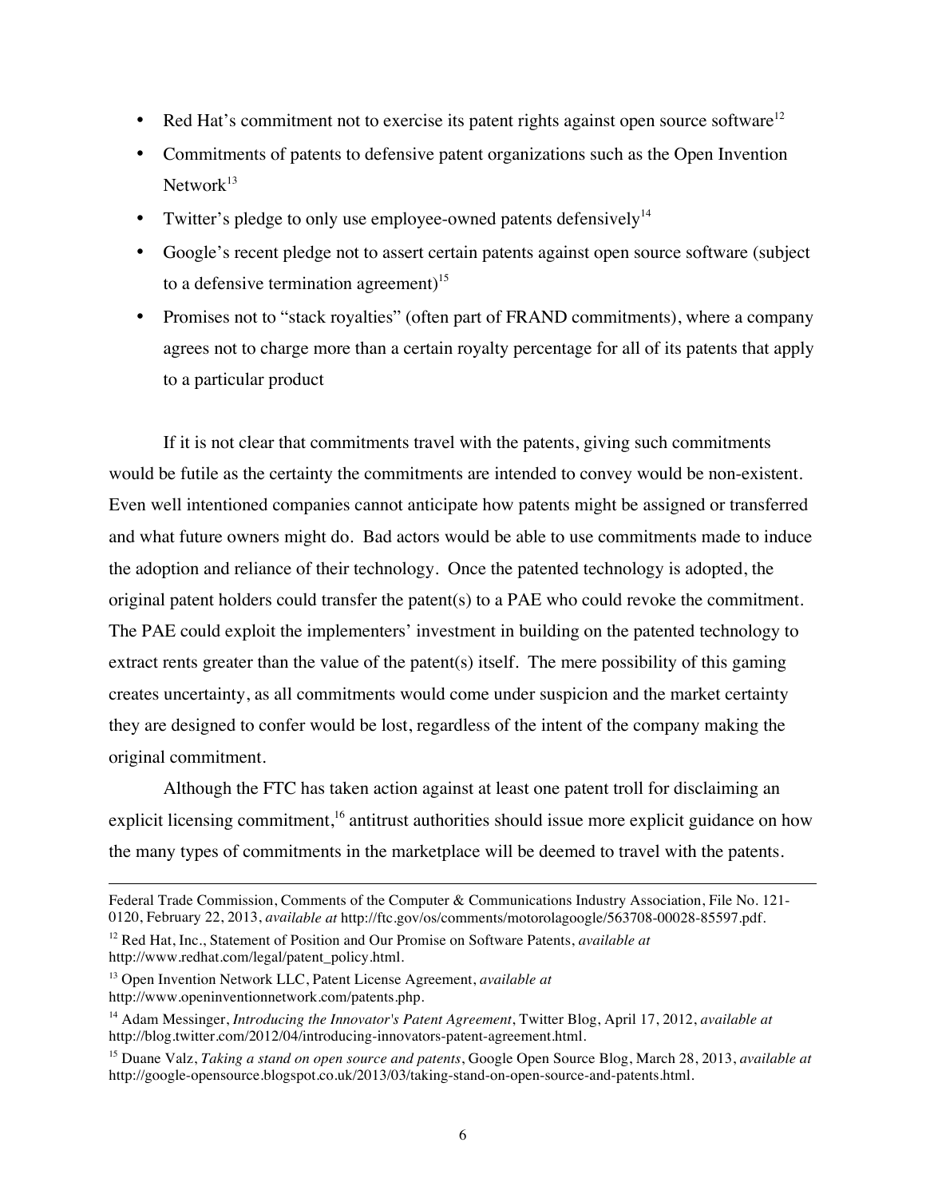- Red Hat's commitment not to exercise its patent rights against open source software[12]
- Commitments of patents to defensive patent organizations such as the Open Invention Network[13]
- Twitter's pledge to only use employee-owned patents defensively[14]
- Google's recent pledge not to assert certain patents against open source software (subject to a defensive termination agreement)[15]
- Promises not to "stack royalties" (often part of FRAND commitments), where a company agrees not to charge more than a certain royalty percentage for all of its patents that apply to a particular product

If it is not clear that commitments travel with the patents, giving such commitments would be futile as the certainty the commitments are intended to convey would be non-existent. Even well intentioned companies cannot anticipate how patents might be assigned or transferred and what future owners might do. Bad actors would be able to use commitments made to induce the adoption and reliance of their technology. Once the patented technology is adopted, the original patent holders could transfer the patent(s) to a PAE who could revoke the commitment. The PAE could exploit the implementers' investment in building on the patented technology to extract rents greater than the value of the patent(s) itself. The mere possibility of this gaming creates uncertainty, as all commitments would come under suspicion and the market certainty they are designed to confer would be lost, regardless of the intent of the company making the original commitment.

Although the FTC has taken action against at least one patent troll for disclaiming an explicit licensing commitment,[16] antitrust authorities should issue more explicit guidance on how the many types of commitments in the marketplace will be deemed to travel with the patents.

---

Federal Trade Commission, Comments of the Computer & Communications Industry Association, File No. 121-0120, February 22, 2013, *available at* http://ftc.gov/os/comments/motorolagoogle/563708-00028-85597.pdf.

[12] Red Hat, Inc., Statement of Position and Our Promise on Software Patents, *available at* http://www.redhat.com/legal/patent_policy.html.

[13] Open Invention Network LLC, Patent License Agreement, *available at* http://www.openinventionnetwork.com/patents.php.

[14] Adam Messinger, *Introducing the Innovator's Patent Agreement*, Twitter Blog, April 17, 2012, *available at* http://blog.twitter.com/2012/04/introducing-innovators-patent-agreement.html.

[15] Duane Valz, *Taking a stand on open source and patents*, Google Open Source Blog, March 28, 2013, *available at* http://google-opensource.blogspot.co.uk/2013/03/taking-stand-on-open-source-and-patents.html.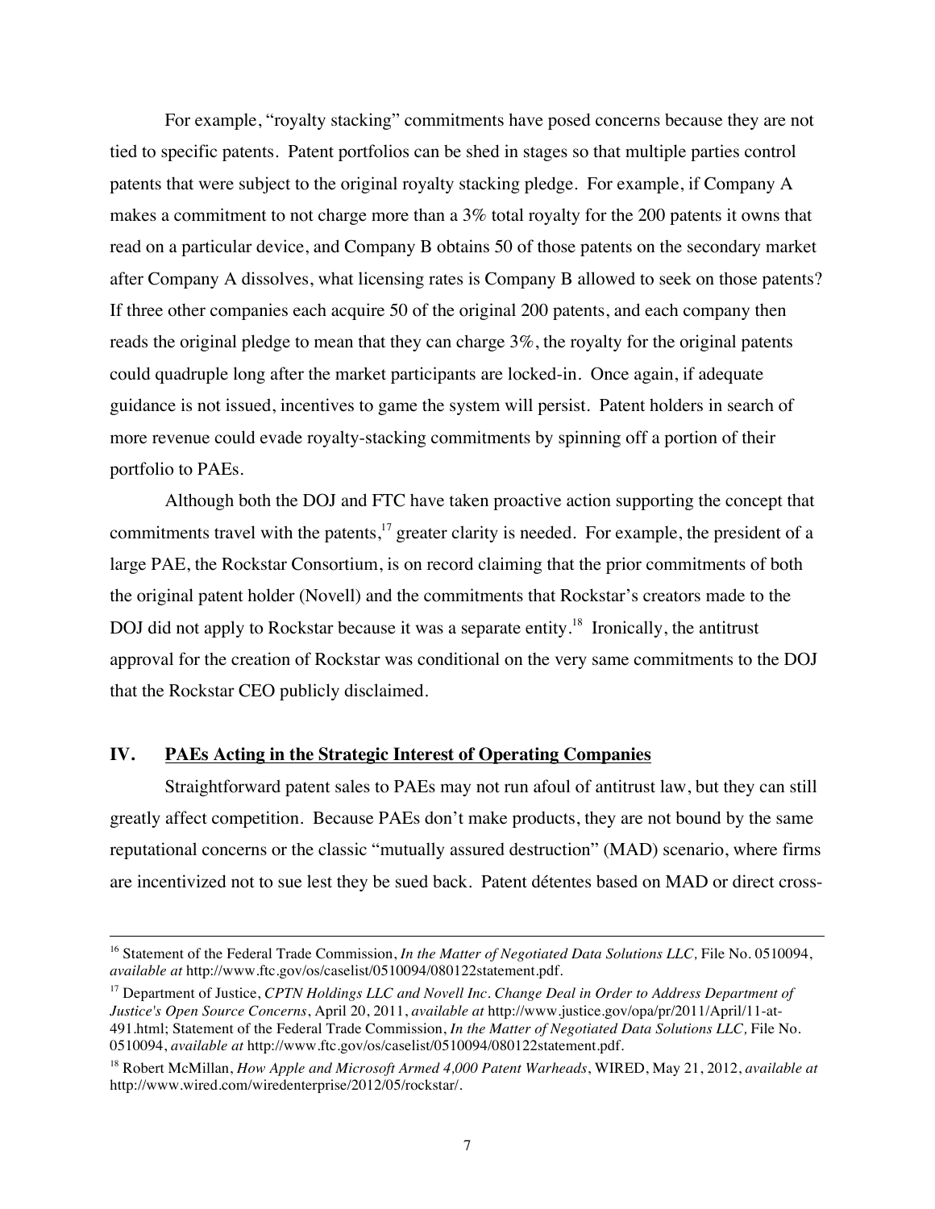For example, "royalty stacking" commitments have posed concerns because they are not tied to specific patents. Patent portfolios can be shed in stages so that multiple parties control patents that were subject to the original royalty stacking pledge. For example, if Company A makes a commitment to not charge more than a 3% total royalty for the 200 patents it owns that read on a particular device, and Company B obtains 50 of those patents on the secondary market after Company A dissolves, what licensing rates is Company B allowed to seek on those patents? If three other companies each acquire 50 of the original 200 patents, and each company then reads the original pledge to mean that they can charge 3%, the royalty for the original patents could quadruple long after the market participants are locked-in. Once again, if adequate guidance is not issued, incentives to game the system will persist. Patent holders in search of more revenue could evade royalty-stacking commitments by spinning off a portion of their portfolio to PAEs.

Although both the DOJ and FTC have taken proactive action supporting the concept that commitments travel with the patents,[17] greater clarity is needed. For example, the president of a large PAE, the Rockstar Consortium, is on record claiming that the prior commitments of both the original patent holder (Novell) and the commitments that Rockstar's creators made to the DOJ did not apply to Rockstar because it was a separate entity.[18] Ironically, the antitrust approval for the creation of Rockstar was conditional on the very same commitments to the DOJ that the Rockstar CEO publicly disclaimed.

## IV. PAEs Acting in the Strategic Interest of Operating Companies

Straightforward patent sales to PAEs may not run afoul of antitrust law, but they can still greatly affect competition. Because PAEs don't make products, they are not bound by the same reputational concerns or the classic "mutually assured destruction" (MAD) scenario, where firms are incentivized not to sue lest they be sued back. Patent détentes based on MAD or direct cross-

---

[16] Statement of the Federal Trade Commission, *In the Matter of Negotiated Data Solutions LLC,* File No. 0510094, *available at* http://www.ftc.gov/os/caselist/0510094/080122statement.pdf.

[17] Department of Justice, *CPTN Holdings LLC and Novell Inc. Change Deal in Order to Address Department of Justice's Open Source Concerns*, April 20, 2011, *available at* http://www.justice.gov/opa/pr/2011/April/11-at-491.html; Statement of the Federal Trade Commission, *In the Matter of Negotiated Data Solutions LLC,* File No. 0510094, *available at* http://www.ftc.gov/os/caselist/0510094/080122statement.pdf.

[18] Robert McMillan, *How Apple and Microsoft Armed 4,000 Patent Warheads*, WIRED, May 21, 2012, *available at* http://www.wired.com/wiredenterprise/2012/05/rockstar/.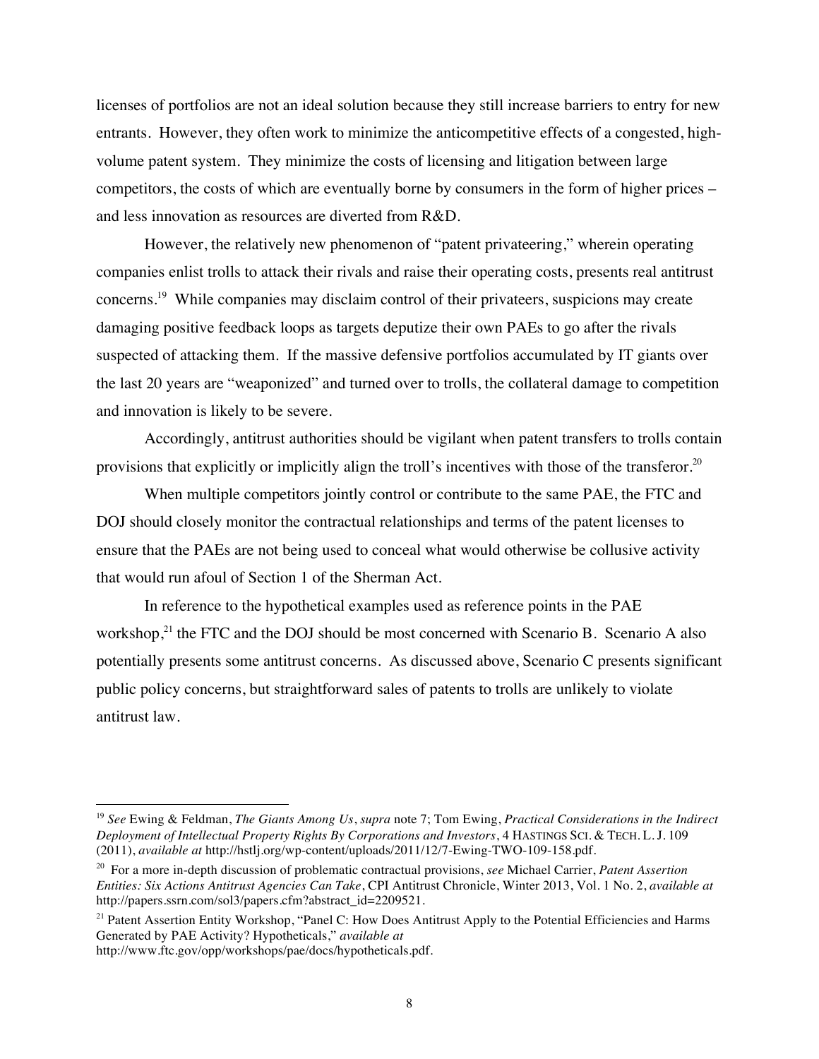licenses of portfolios are not an ideal solution because they still increase barriers to entry for new entrants. However, they often work to minimize the anticompetitive effects of a congested, high-volume patent system. They minimize the costs of licensing and litigation between large competitors, the costs of which are eventually borne by consumers in the form of higher prices – and less innovation as resources are diverted from R&D.

However, the relatively new phenomenon of "patent privateering," wherein operating companies enlist trolls to attack their rivals and raise their operating costs, presents real antitrust concerns.[19] While companies may disclaim control of their privateers, suspicions may create damaging positive feedback loops as targets deputize their own PAEs to go after the rivals suspected of attacking them. If the massive defensive portfolios accumulated by IT giants over the last 20 years are "weaponized" and turned over to trolls, the collateral damage to competition and innovation is likely to be severe.

Accordingly, antitrust authorities should be vigilant when patent transfers to trolls contain provisions that explicitly or implicitly align the troll's incentives with those of the transferor.[20]

When multiple competitors jointly control or contribute to the same PAE, the FTC and DOJ should closely monitor the contractual relationships and terms of the patent licenses to ensure that the PAEs are not being used to conceal what would otherwise be collusive activity that would run afoul of Section 1 of the Sherman Act.

In reference to the hypothetical examples used as reference points in the PAE workshop,[21] the FTC and the DOJ should be most concerned with Scenario B. Scenario A also potentially presents some antitrust concerns. As discussed above, Scenario C presents significant public policy concerns, but straightforward sales of patents to trolls are unlikely to violate antitrust law.

---

[19] *See* Ewing & Feldman, *The Giants Among Us*, *supra* note 7; Tom Ewing, *Practical Considerations in the Indirect Deployment of Intellectual Property Rights By Corporations and Investors*, 4 HASTINGS SCI. & TECH. L. J. 109 (2011), *available at* http://hstlj.org/wp-content/uploads/2011/12/7-Ewing-TWO-109-158.pdf.

[20] For a more in-depth discussion of problematic contractual provisions, *see* Michael Carrier, *Patent Assertion Entities: Six Actions Antitrust Agencies Can Take*, CPI Antitrust Chronicle, Winter 2013, Vol. 1 No. 2, *available at* http://papers.ssrn.com/sol3/papers.cfm?abstract_id=2209521.

[21] Patent Assertion Entity Workshop, "Panel C: How Does Antitrust Apply to the Potential Efficiencies and Harms Generated by PAE Activity? Hypotheticals," *available at* http://www.ftc.gov/opp/workshops/pae/docs/hypotheticals.pdf.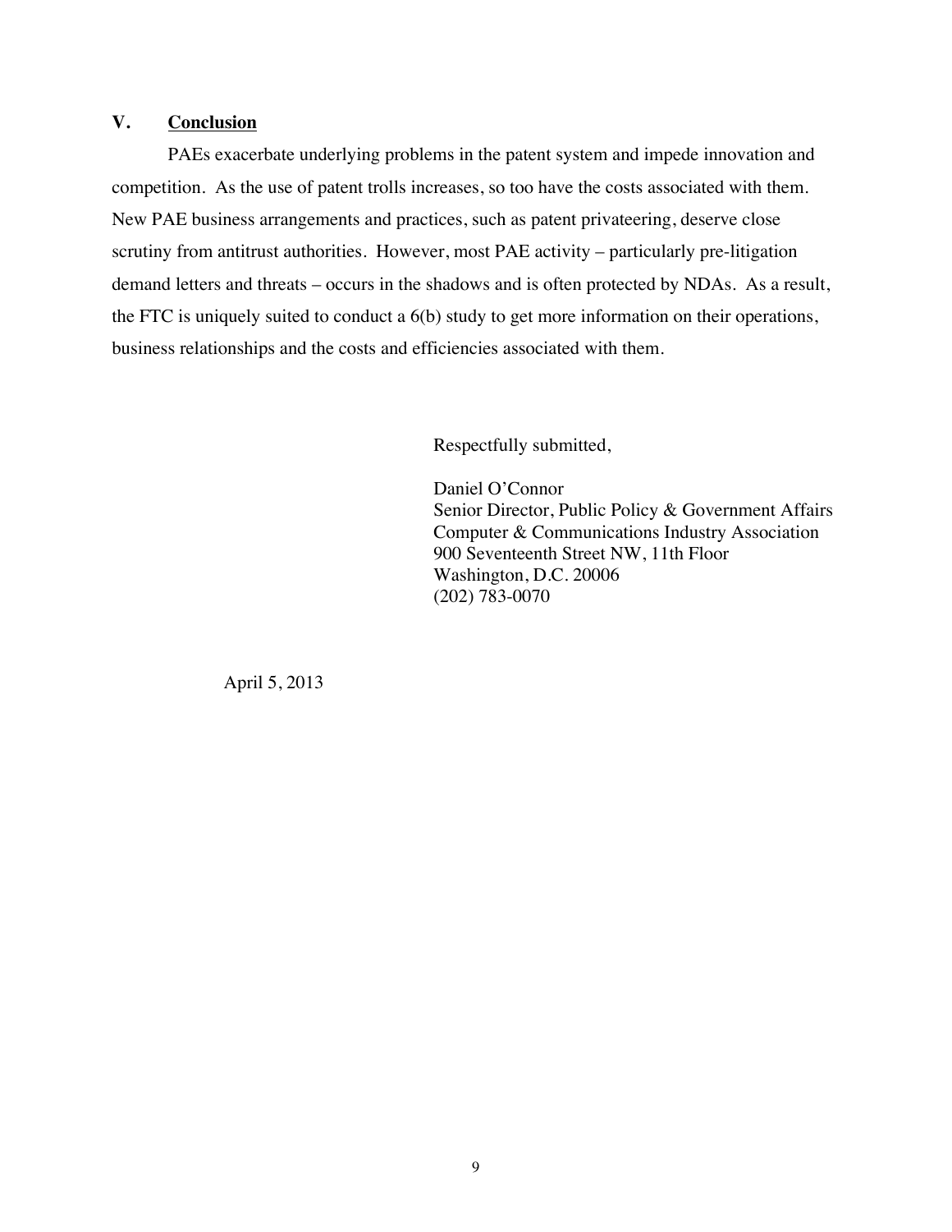## V. Conclusion

PAEs exacerbate underlying problems in the patent system and impede innovation and competition. As the use of patent trolls increases, so too have the costs associated with them. New PAE business arrangements and practices, such as patent privateering, deserve close scrutiny from antitrust authorities. However, most PAE activity – particularly pre-litigation demand letters and threats – occurs in the shadows and is often protected by NDAs. As a result, the FTC is uniquely suited to conduct a 6(b) study to get more information on their operations, business relationships and the costs and efficiencies associated with them.

Respectfully submitted,

Daniel O'Connor
Senior Director, Public Policy & Government Affairs
Computer & Communications Industry Association
900 Seventeenth Street NW, 11th Floor
Washington, D.C. 20006
(202) 783-0070

April 5, 2013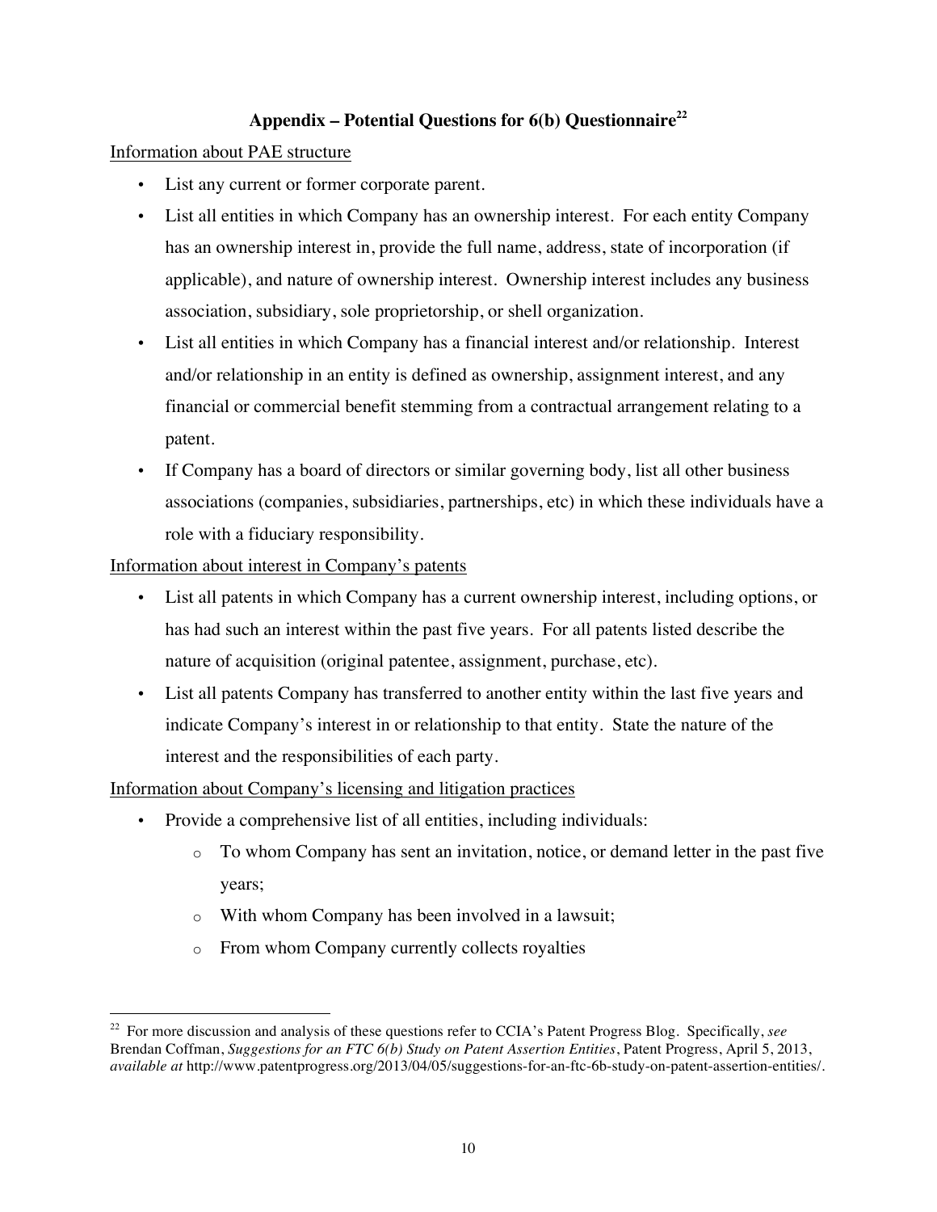## Appendix – Potential Questions for 6(b) Questionnaire[22]

Information about PAE structure

- List any current or former corporate parent.
- List all entities in which Company has an ownership interest. For each entity Company has an ownership interest in, provide the full name, address, state of incorporation (if applicable), and nature of ownership interest. Ownership interest includes any business association, subsidiary, sole proprietorship, or shell organization.
- List all entities in which Company has a financial interest and/or relationship. Interest and/or relationship in an entity is defined as ownership, assignment interest, and any financial or commercial benefit stemming from a contractual arrangement relating to a patent.
- If Company has a board of directors or similar governing body, list all other business associations (companies, subsidiaries, partnerships, etc) in which these individuals have a role with a fiduciary responsibility.

Information about interest in Company's patents

- List all patents in which Company has a current ownership interest, including options, or has had such an interest within the past five years. For all patents listed describe the nature of acquisition (original patentee, assignment, purchase, etc).
- List all patents Company has transferred to another entity within the last five years and indicate Company's interest in or relationship to that entity. State the nature of the interest and the responsibilities of each party.

Information about Company's licensing and litigation practices

- Provide a comprehensive list of all entities, including individuals:
  - To whom Company has sent an invitation, notice, or demand letter in the past five years;
  - With whom Company has been involved in a lawsuit;
  - From whom Company currently collects royalties

---

[22] For more discussion and analysis of these questions refer to CCIA's Patent Progress Blog. Specifically, *see* Brendan Coffman, *Suggestions for an FTC 6(b) Study on Patent Assertion Entities*, Patent Progress, April 5, 2013, *available at* http://www.patentprogress.org/2013/04/05/suggestions-for-an-ftc-6b-study-on-patent-assertion-entities/.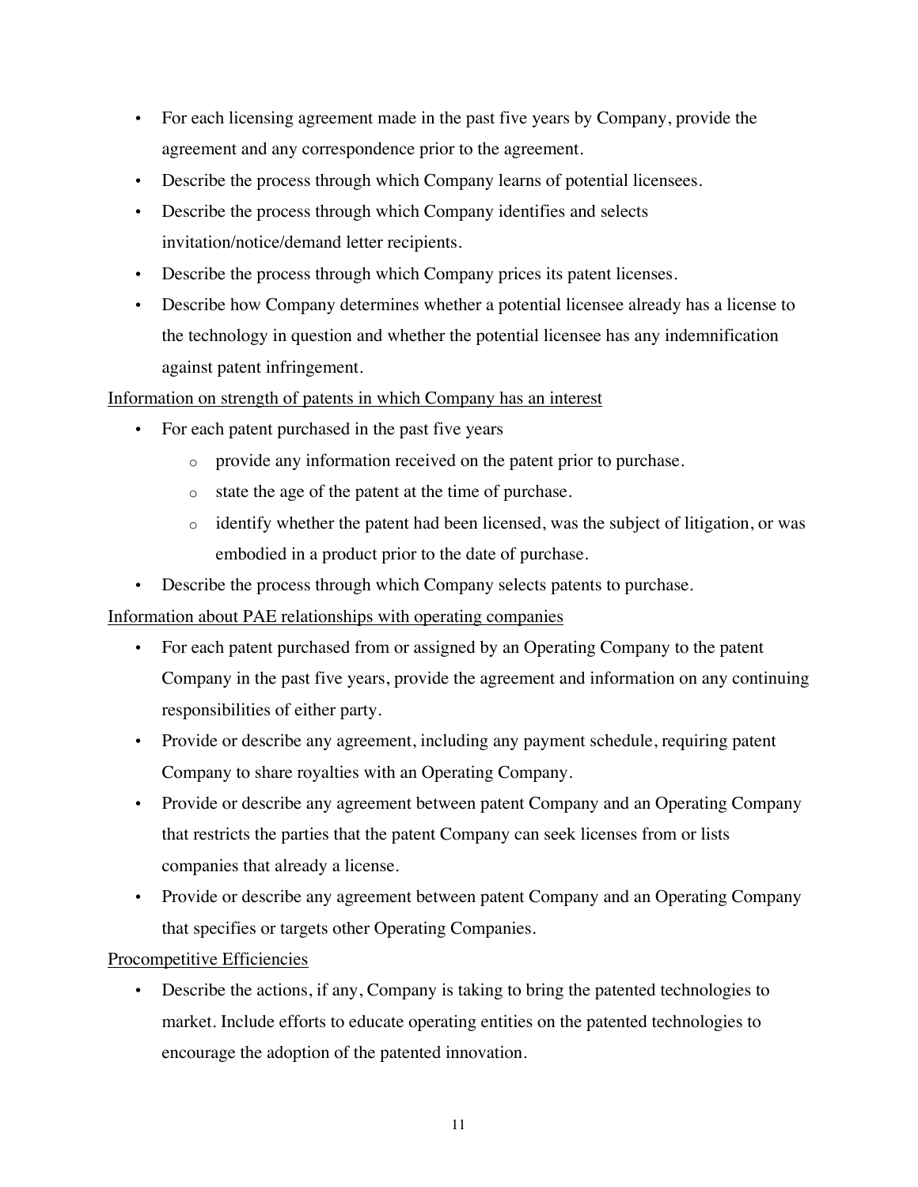- For each licensing agreement made in the past five years by Company, provide the agreement and any correspondence prior to the agreement.
- Describe the process through which Company learns of potential licensees.
- Describe the process through which Company identifies and selects invitation/notice/demand letter recipients.
- Describe the process through which Company prices its patent licenses.
- Describe how Company determines whether a potential licensee already has a license to the technology in question and whether the potential licensee has any indemnification against patent infringement.

<u>Information on strength of patents in which Company has an interest</u>

- For each patent purchased in the past five years
  - provide any information received on the patent prior to purchase.
  - state the age of the patent at the time of purchase.
  - identify whether the patent had been licensed, was the subject of litigation, or was embodied in a product prior to the date of purchase.
- Describe the process through which Company selects patents to purchase.

<u>Information about PAE relationships with operating companies</u>

- For each patent purchased from or assigned by an Operating Company to the patent Company in the past five years, provide the agreement and information on any continuing responsibilities of either party.
- Provide or describe any agreement, including any payment schedule, requiring patent Company to share royalties with an Operating Company.
- Provide or describe any agreement between patent Company and an Operating Company that restricts the parties that the patent Company can seek licenses from or lists companies that already a license.
- Provide or describe any agreement between patent Company and an Operating Company that specifies or targets other Operating Companies.

<u>Procompetitive Efficiencies</u>

- Describe the actions, if any, Company is taking to bring the patented technologies to market. Include efforts to educate operating entities on the patented technologies to encourage the adoption of the patented innovation.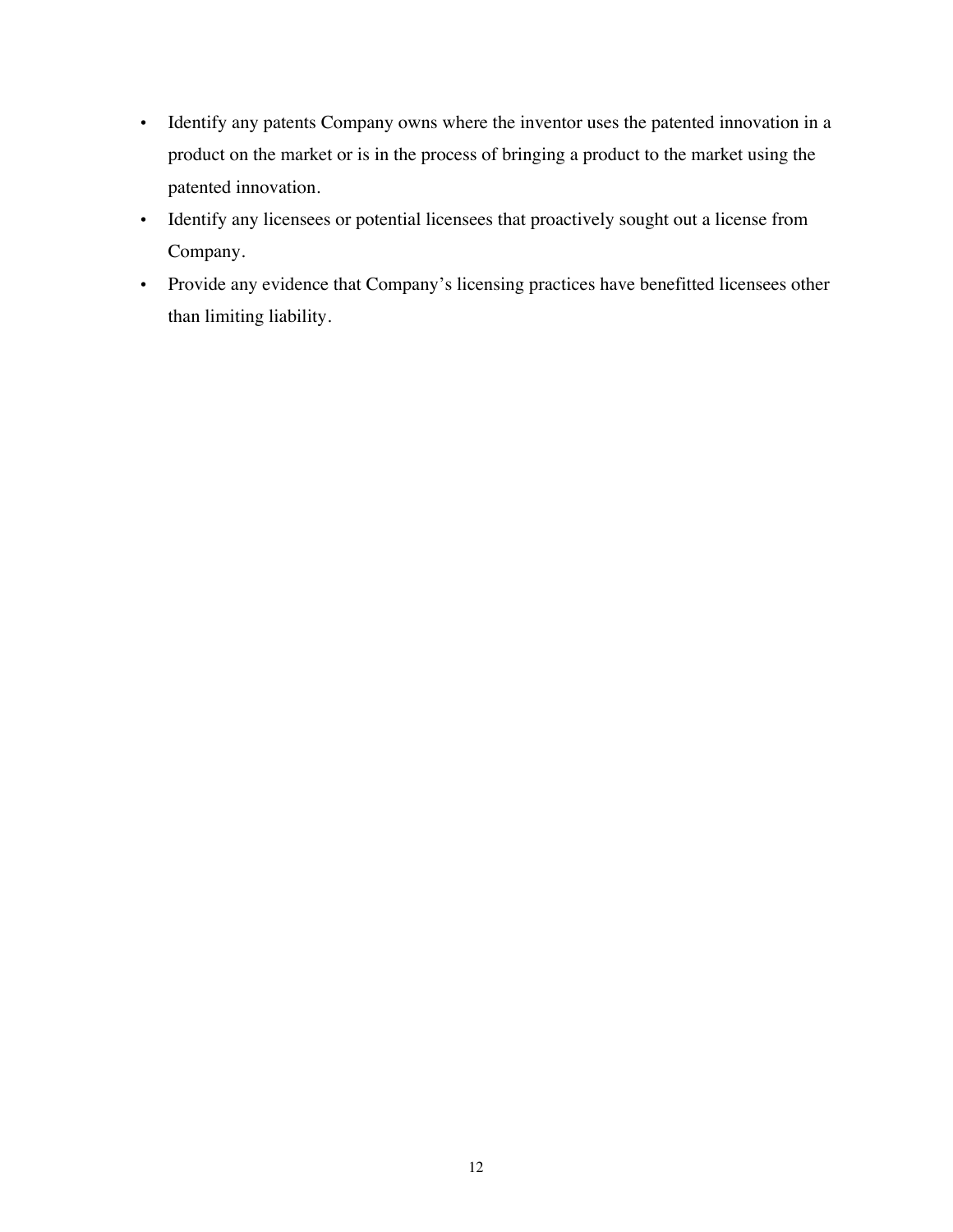- Identify any patents Company owns where the inventor uses the patented innovation in a product on the market or is in the process of bringing a product to the market using the patented innovation.
- Identify any licensees or potential licensees that proactively sought out a license from Company.
- Provide any evidence that Company's licensing practices have benefitted licensees other than limiting liability.